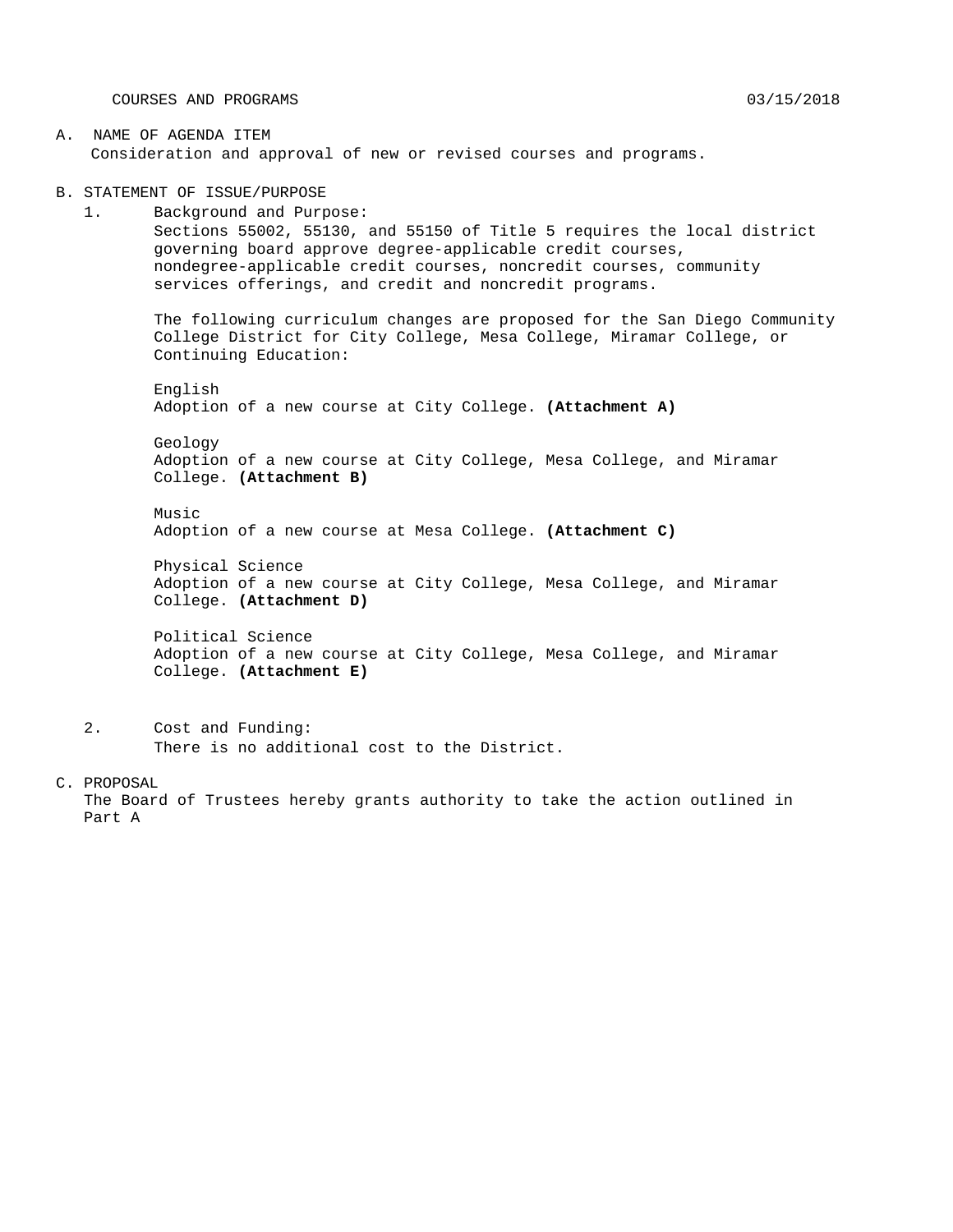COURSES AND PROGRAMS 03/15/2018

A. NAME OF AGENDA ITEM

Consideration and approval of new or revised courses and programs.

B. STATEMENT OF ISSUE/PURPOSE

1. Background and Purpose:

   Sections 55002, 55130, and 55150 of Title 5 requires the local district governing board approve degree-applicable credit courses, nondegree-applicable credit courses, noncredit courses, community services offerings, and credit and noncredit programs.

   The following curriculum changes are proposed for the San Diego Community College District for City College, Mesa College, Miramar College, or Continuing Education:

   English
   Adoption of a new course at City College. **(Attachment A)**

   Geology
   Adoption of a new course at City College, Mesa College, and Miramar College. **(Attachment B)**

   Music
   Adoption of a new course at Mesa College. **(Attachment C)**

   Physical Science
   Adoption of a new course at City College, Mesa College, and Miramar College. **(Attachment D)**

   Political Science
   Adoption of a new course at City College, Mesa College, and Miramar College. **(Attachment E)**

2. Cost and Funding:

   There is no additional cost to the District.

C. PROPOSAL

The Board of Trustees hereby grants authority to take the action outlined in Part A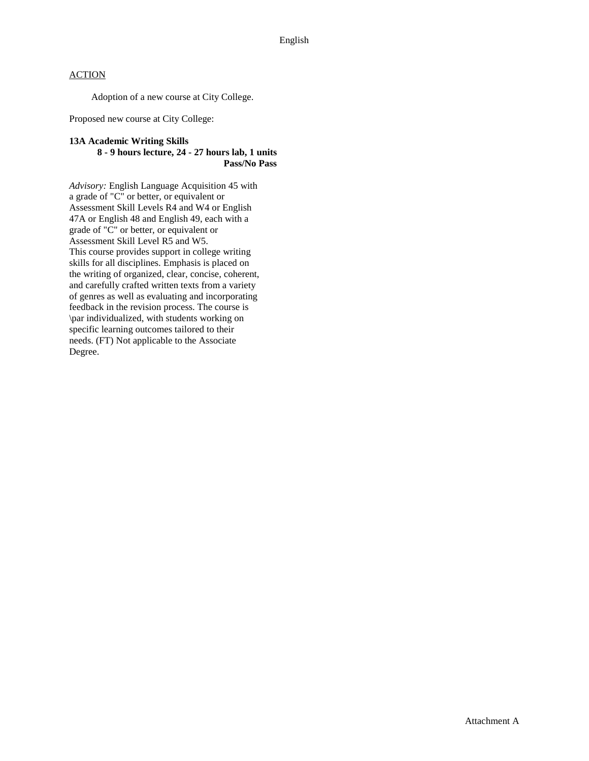English

ACTION

Adoption of a new course at City College.

Proposed new course at City College:

**13A Academic Writing Skills**
**8 - 9 hours lecture, 24 - 27 hours lab, 1 units**
**Pass/No Pass**

*Advisory:* English Language Acquisition 45 with a grade of "C" or better, or equivalent or Assessment Skill Levels R4 and W4 or English 47A or English 48 and English 49, each with a grade of "C" or better, or equivalent or Assessment Skill Level R5 and W5.
This course provides support in college writing skills for all disciplines. Emphasis is placed on the writing of organized, clear, concise, coherent, and carefully crafted written texts from a variety of genres as well as evaluating and incorporating feedback in the revision process. The course is \par individualized, with students working on specific learning outcomes tailored to their needs. (FT) Not applicable to the Associate Degree.

Attachment A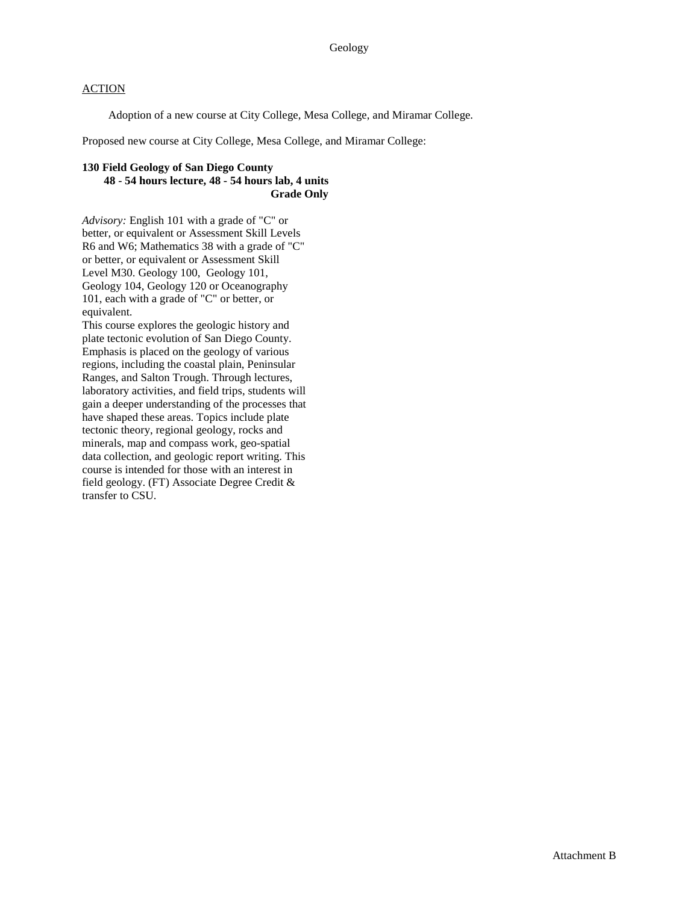Geology

ACTION

Adoption of a new course at City College, Mesa College, and Miramar College.

Proposed new course at City College, Mesa College, and Miramar College:

**130 Field Geology of San Diego County**
**48 - 54 hours lecture, 48 - 54 hours lab, 4 units**
**Grade Only**

*Advisory:* English 101 with a grade of "C" or better, or equivalent or Assessment Skill Levels R6 and W6; Mathematics 38 with a grade of "C" or better, or equivalent or Assessment Skill Level M30. Geology 100, Geology 101, Geology 104, Geology 120 or Oceanography 101, each with a grade of "C" or better, or equivalent.

This course explores the geologic history and plate tectonic evolution of San Diego County. Emphasis is placed on the geology of various regions, including the coastal plain, Peninsular Ranges, and Salton Trough. Through lectures, laboratory activities, and field trips, students will gain a deeper understanding of the processes that have shaped these areas. Topics include plate tectonic theory, regional geology, rocks and minerals, map and compass work, geo-spatial data collection, and geologic report writing. This course is intended for those with an interest in field geology. (FT) Associate Degree Credit & transfer to CSU.

Attachment B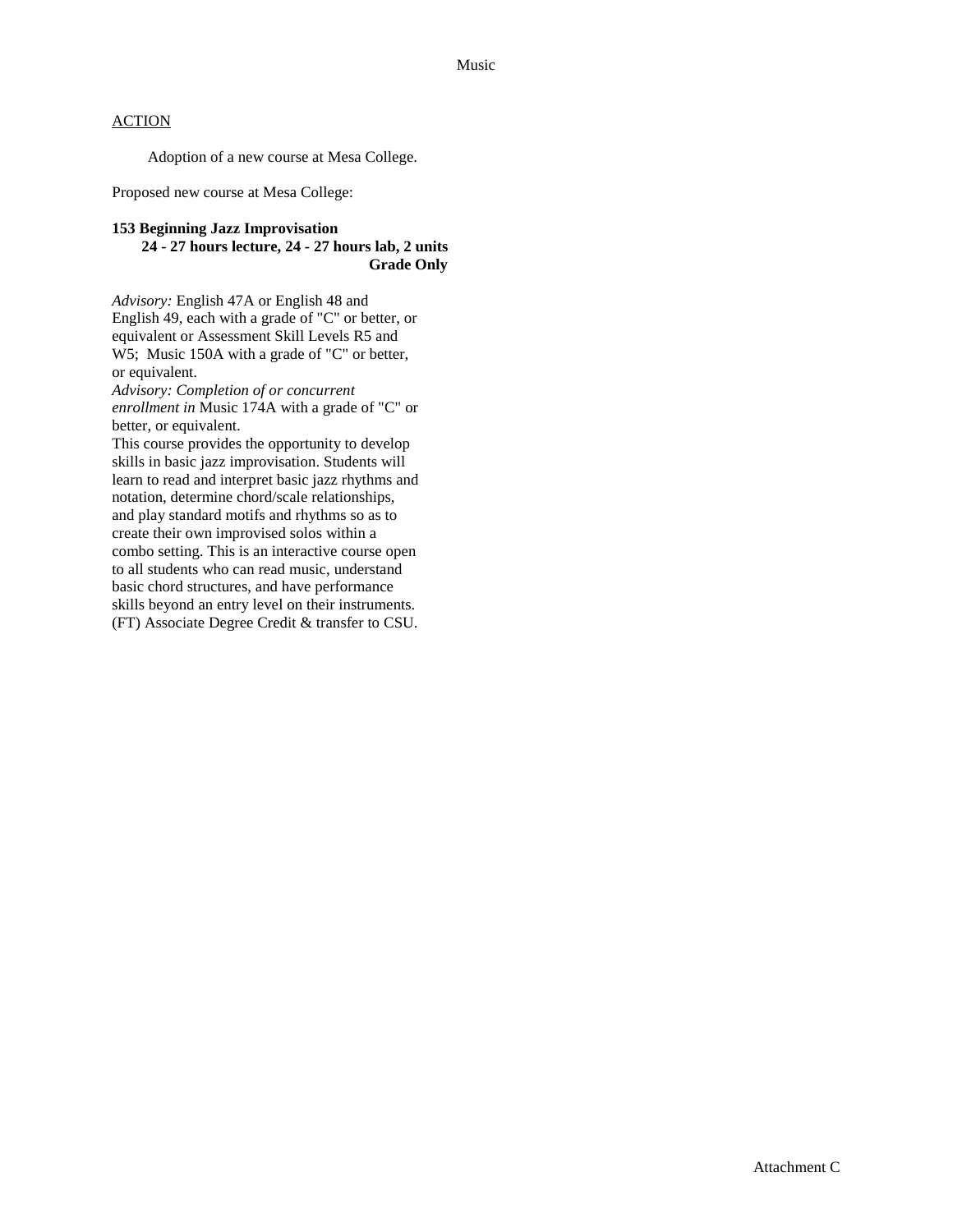ACTION

Adoption of a new course at Mesa College.

Proposed new course at Mesa College:

**153 Beginning Jazz Improvisation**
**24 - 27 hours lecture, 24 - 27 hours lab, 2 units**
**Grade Only**

*Advisory:* English 47A or English 48 and English 49, each with a grade of "C" or better, or equivalent or Assessment Skill Levels R5 and W5; Music 150A with a grade of "C" or better, or equivalent.
*Advisory: Completion of or concurrent enrollment in* Music 174A with a grade of "C" or better, or equivalent.
This course provides the opportunity to develop skills in basic jazz improvisation. Students will learn to read and interpret basic jazz rhythms and notation, determine chord/scale relationships, and play standard motifs and rhythms so as to create their own improvised solos within a combo setting. This is an interactive course open to all students who can read music, understand basic chord structures, and have performance skills beyond an entry level on their instruments. (FT) Associate Degree Credit & transfer to CSU.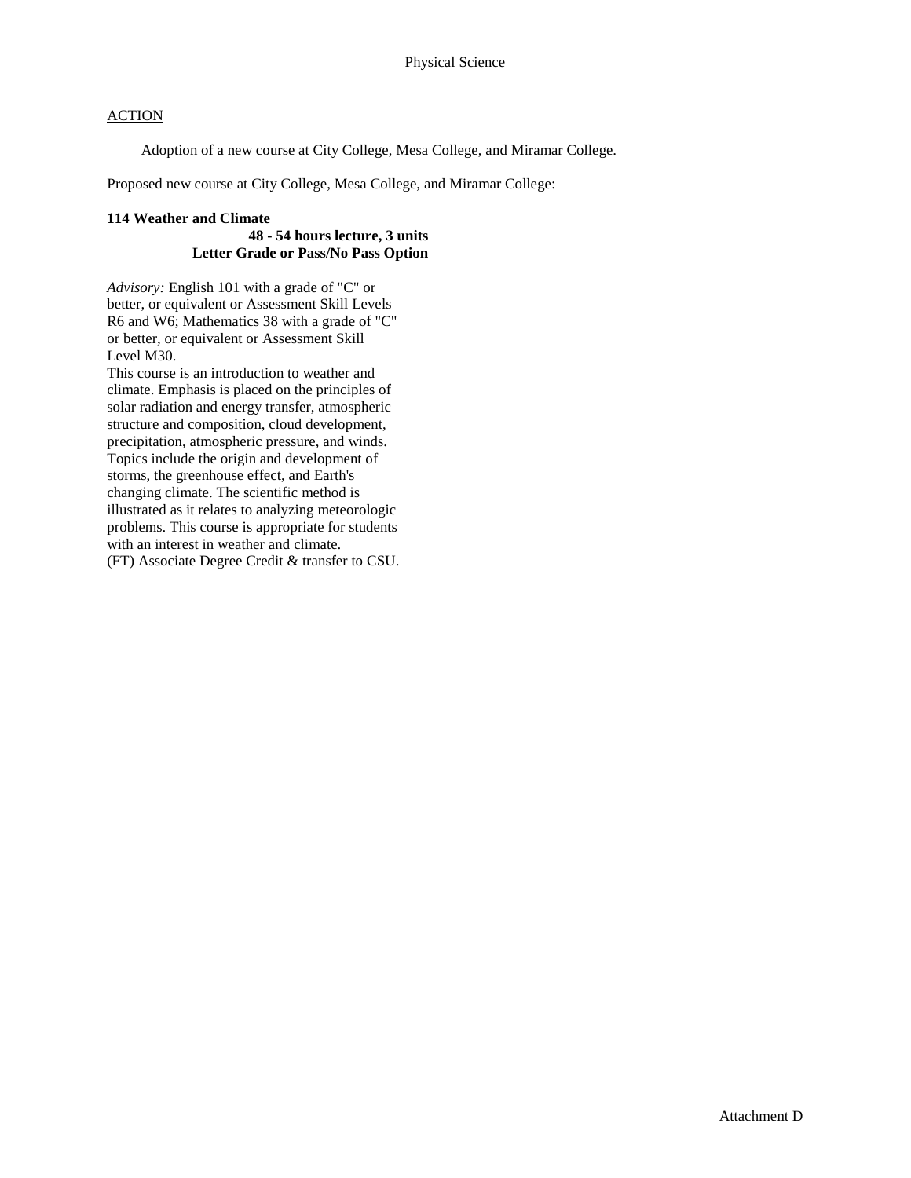Physical Science

ACTION

Adoption of a new course at City College, Mesa College, and Miramar College.

Proposed new course at City College, Mesa College, and Miramar College:

**114 Weather and Climate**

**48 - 54 hours lecture, 3 units**
**Letter Grade or Pass/No Pass Option**

*Advisory:* English 101 with a grade of "C" or better, or equivalent or Assessment Skill Levels R6 and W6; Mathematics 38 with a grade of "C" or better, or equivalent or Assessment Skill Level M30.

This course is an introduction to weather and climate. Emphasis is placed on the principles of solar radiation and energy transfer, atmospheric structure and composition, cloud development, precipitation, atmospheric pressure, and winds. Topics include the origin and development of storms, the greenhouse effect, and Earth's changing climate. The scientific method is illustrated as it relates to analyzing meteorologic problems. This course is appropriate for students with an interest in weather and climate.

(FT) Associate Degree Credit & transfer to CSU.

Attachment D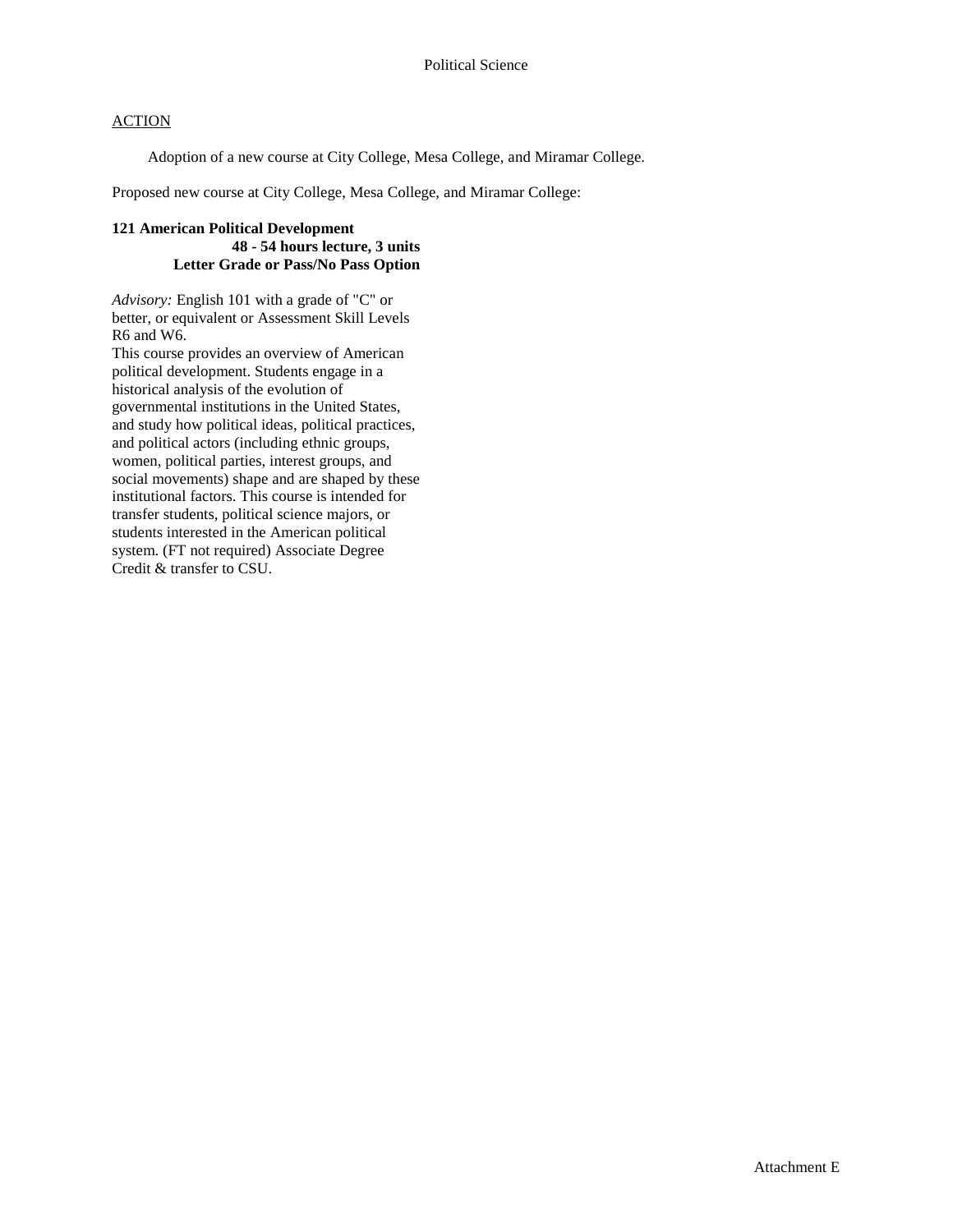## ACTION

Adoption of a new course at City College, Mesa College, and Miramar College.

Proposed new course at City College, Mesa College, and Miramar College:

**121 American Political Development**
**48 - 54 hours lecture, 3 units**
**Letter Grade or Pass/No Pass Option**

*Advisory:* English 101 with a grade of "C" or better, or equivalent or Assessment Skill Levels R6 and W6.
This course provides an overview of American political development. Students engage in a historical analysis of the evolution of governmental institutions in the United States, and study how political ideas, political practices, and political actors (including ethnic groups, women, political parties, interest groups, and social movements) shape and are shaped by these institutional factors. This course is intended for transfer students, political science majors, or students interested in the American political system. (FT not required) Associate Degree Credit & transfer to CSU.